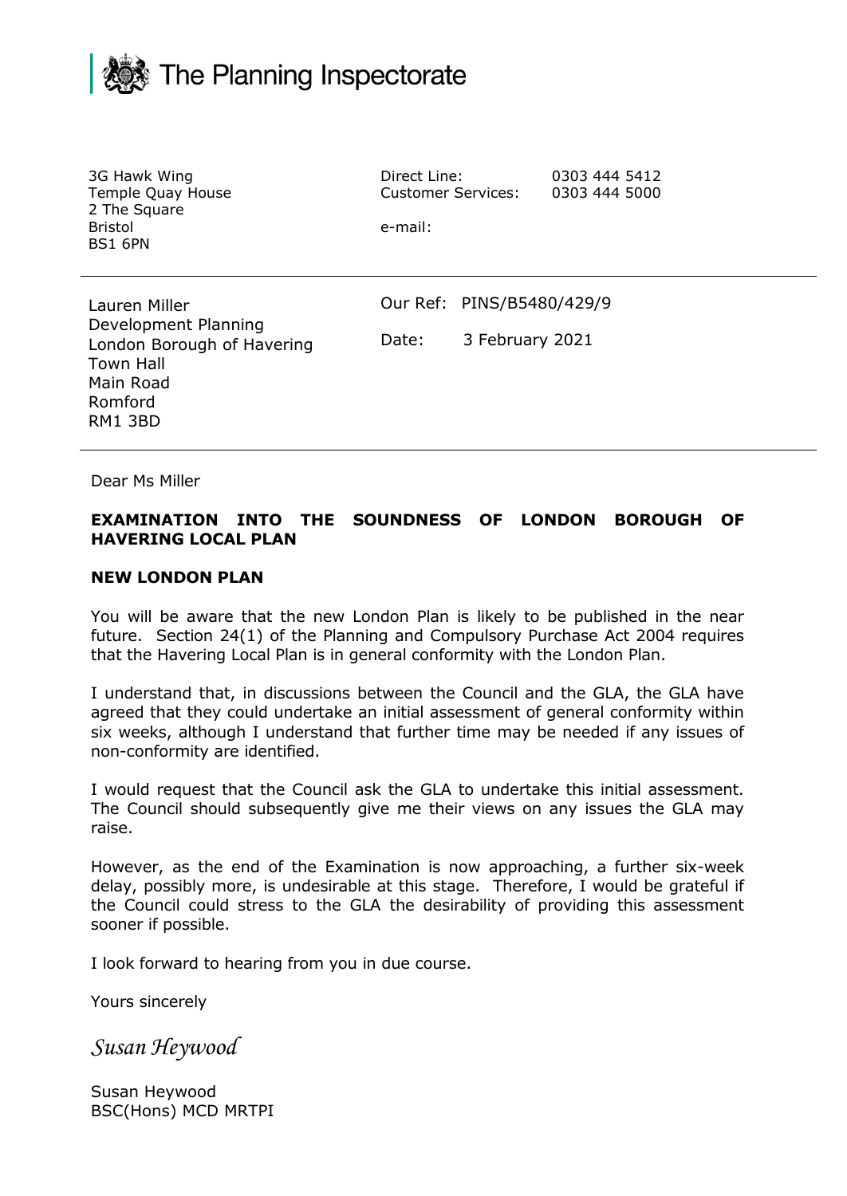The Planning Inspectorate

3G Hawk Wing
Temple Quay House
2 The Square
Bristol
BS1 6PN

Direct Line: 0303 444 5412
Customer Services: 0303 444 5000

e-mail:

---

Lauren Miller
Development Planning
London Borough of Havering
Town Hall
Main Road
Romford
RM1 3BD

Our Ref: PINS/B5480/429/9

Date: 3 February 2021

---

Dear Ms Miller

**EXAMINATION INTO THE SOUNDNESS OF LONDON BOROUGH OF HAVERING LOCAL PLAN**

**NEW LONDON PLAN**

You will be aware that the new London Plan is likely to be published in the near future. Section 24(1) of the Planning and Compulsory Purchase Act 2004 requires that the Havering Local Plan is in general conformity with the London Plan.

I understand that, in discussions between the Council and the GLA, the GLA have agreed that they could undertake an initial assessment of general conformity within six weeks, although I understand that further time may be needed if any issues of non-conformity are identified.

I would request that the Council ask the GLA to undertake this initial assessment. The Council should subsequently give me their views on any issues the GLA may raise.

However, as the end of the Examination is now approaching, a further six-week delay, possibly more, is undesirable at this stage. Therefore, I would be grateful if the Council could stress to the GLA the desirability of providing this assessment sooner if possible.

I look forward to hearing from you in due course.

Yours sincerely

*Susan Heywood*

Susan Heywood
BSC(Hons) MCD MRTPI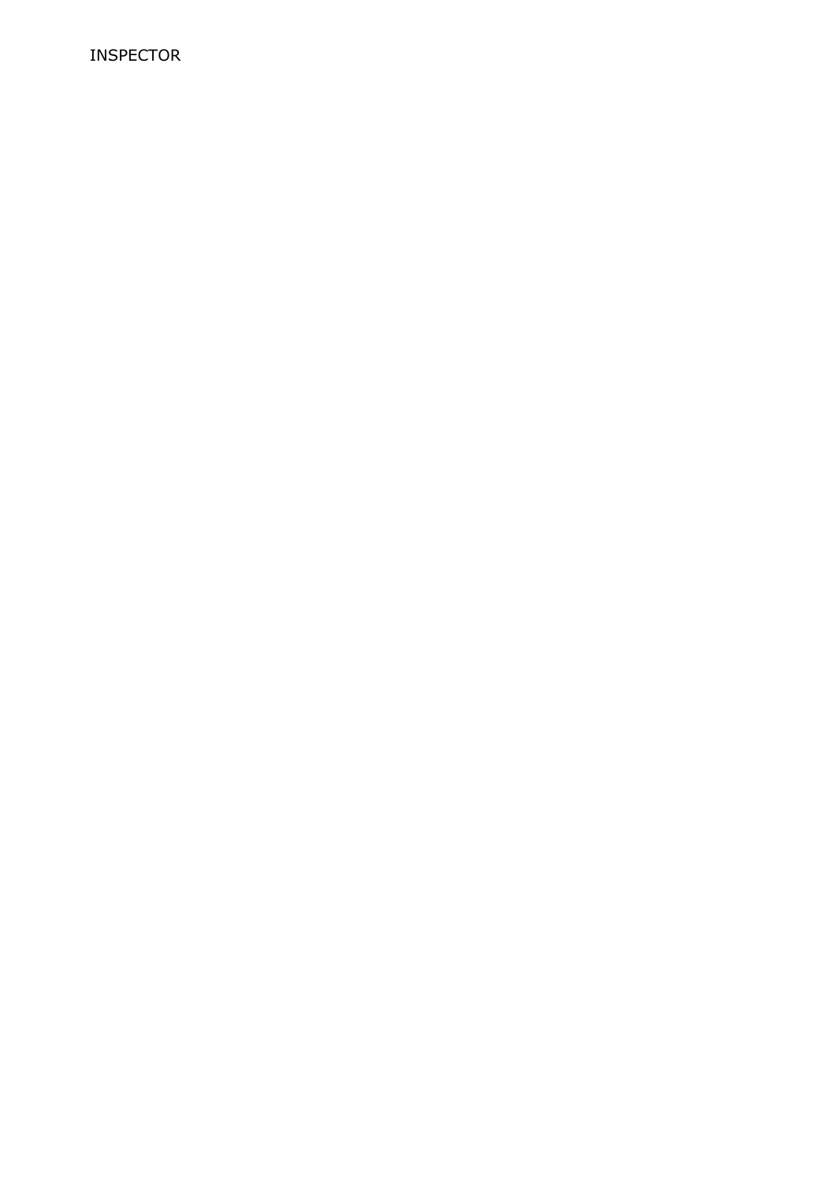INSPECTOR